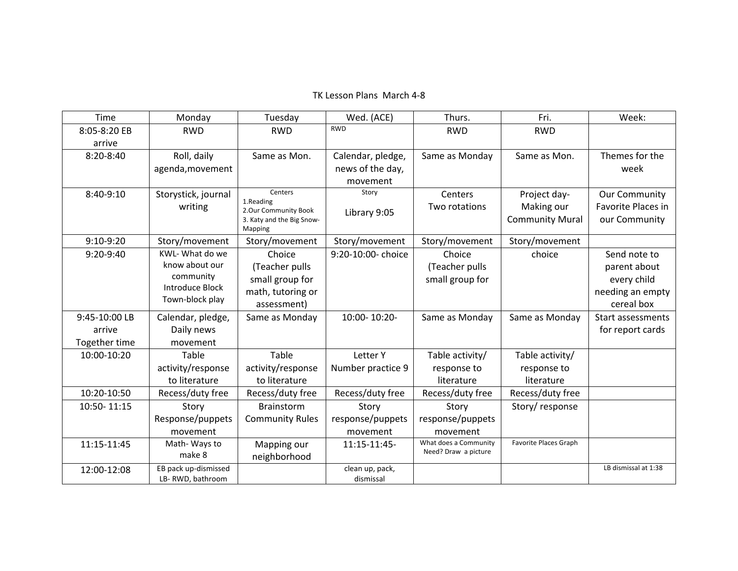TK Lesson Plans  March 4-8

| Time | Monday | Tuesday | Wed. (ACE) | Thurs. | Fri. | Week: |
|---|---|---|---|---|---|---|
| 8:05-8:20 EB arrive | RWD | RWD | RWD | RWD | RWD | |
| 8:20-8:40 | Roll, daily agenda,movement | Same as Mon. | Calendar, pledge, news of the day, movement | Same as Monday | Same as Mon. | Themes for the week |
| 8:40-9:10 | Storystick, journal writing | Centers 1.Reading 2.Our Community Book 3. Katy and the Big Snow-Mapping | Story Library 9:05 | Centers Two rotations | Project day-Making our Community Mural | Our Community Favorite Places in our Community |
| 9:10-9:20 | Story/movement | Story/movement | Story/movement | Story/movement | Story/movement | |
| 9:20-9:40 | KWL- What do we know about our community Introduce Block Town-block play | Choice (Teacher pulls small group for math, tutoring or assessment) | 9:20-10:00- choice | Choice (Teacher pulls small group for | choice | Send note to parent about every child needing an empty cereal box |
| 9:45-10:00 LB arrive Together time | Calendar, pledge, Daily news movement | Same as Monday | 10:00- 10:20- | Same as Monday | Same as Monday | Start assessments for report cards |
| 10:00-10:20 | Table activity/response to literature | Table activity/response to literature | Letter Y Number practice 9 | Table activity/ response to literature | Table activity/ response to literature | |
| 10:20-10:50 | Recess/duty free | Recess/duty free | Recess/duty free | Recess/duty free | Recess/duty free | |
| 10:50- 11:15 | Story Response/puppets movement | Brainstorm Community Rules | Story response/puppets movement | Story response/puppets movement | Story/ response | |
| 11:15-11:45 | Math- Ways to make 8 | Mapping our neighborhood | 11:15-11:45- | What does a Community Need? Draw a picture | Favorite Places Graph | |
| 12:00-12:08 | EB pack up-dismissed LB- RWD, bathroom | | clean up, pack, dismissal | | | LB dismissal at 1:38 |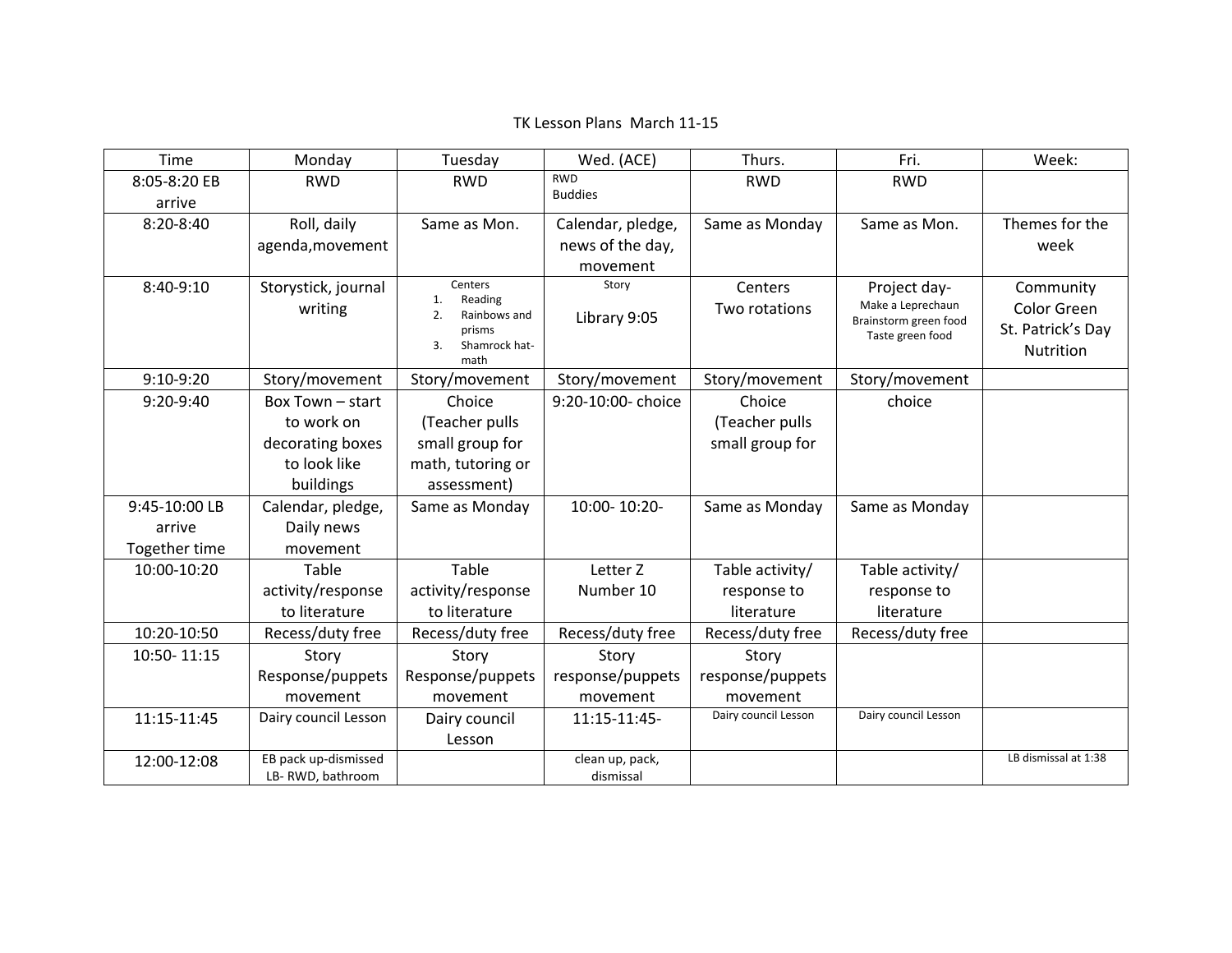TK Lesson Plans March 11-15

| Time | Monday | Tuesday | Wed. (ACE) | Thurs. | Fri. | Week: |
|---|---|---|---|---|---|---|
| 8:05-8:20 EB arrive | RWD | RWD | RWD Buddies | RWD | RWD | |
| 8:20-8:40 | Roll, daily agenda,movement | Same as Mon. | Calendar, pledge, news of the day, movement | Same as Monday | Same as Mon. | Themes for the week |
| 8:40-9:10 | Storystick, journal writing | Centers 1. Reading 2. Rainbows and prisms 3. Shamrock hat-math | Story Library 9:05 | Centers Two rotations | Project day- Make a Leprechaun Brainstorm green food Taste green food | Community Color Green St. Patrick's Day Nutrition |
| 9:10-9:20 | Story/movement | Story/movement | Story/movement | Story/movement | Story/movement | |
| 9:20-9:40 | Box Town – start to work on decorating boxes to look like buildings | Choice (Teacher pulls small group for math, tutoring or assessment) | 9:20-10:00- choice | Choice (Teacher pulls small group for | choice | |
| 9:45-10:00 LB arrive Together time | Calendar, pledge, Daily news movement | Same as Monday | 10:00- 10:20- | Same as Monday | Same as Monday | |
| 10:00-10:20 | Table activity/response to literature | Table activity/response to literature | Letter Z Number 10 | Table activity/ response to literature | Table activity/ response to literature | |
| 10:20-10:50 | Recess/duty free | Recess/duty free | Recess/duty free | Recess/duty free | Recess/duty free | |
| 10:50- 11:15 | Story Response/puppets movement | Story Response/puppets movement | Story response/puppets movement | Story response/puppets movement | | |
| 11:15-11:45 | Dairy council Lesson | Dairy council Lesson | 11:15-11:45- | Dairy council Lesson | Dairy council Lesson | |
| 12:00-12:08 | EB pack up-dismissed LB- RWD, bathroom | | clean up, pack, dismissal | | | LB dismissal at 1:38 |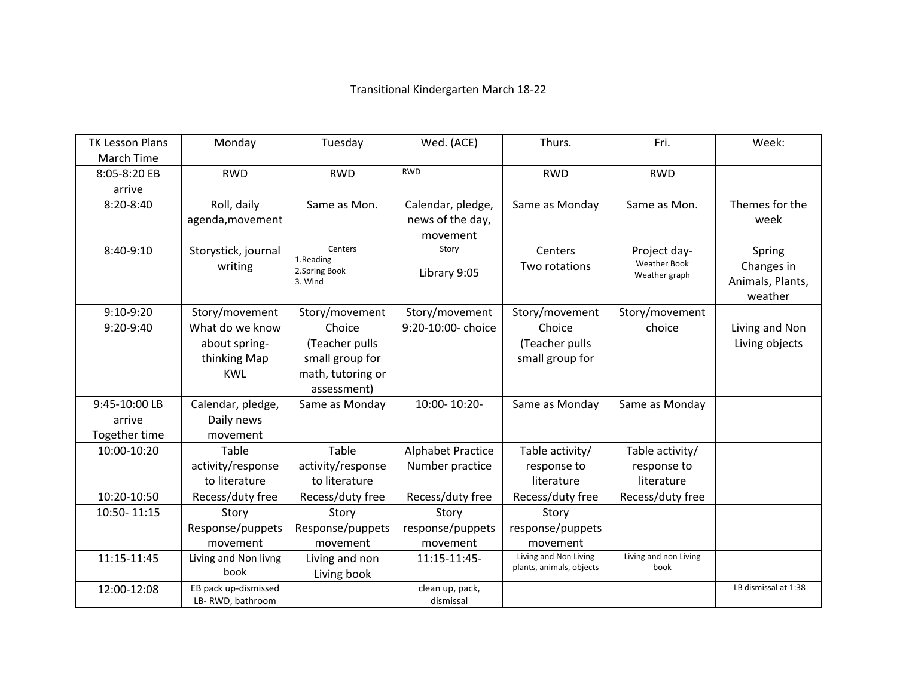Transitional Kindergarten March 18-22

| TK Lesson Plans March Time | Monday | Tuesday | Wed. (ACE) | Thurs. | Fri. | Week: |
|---|---|---|---|---|---|---|
| 8:05-8:20 EB arrive | RWD | RWD | RWD | RWD | RWD | |
| 8:20-8:40 | Roll, daily agenda,movement | Same as Mon. | Calendar, pledge, news of the day, movement | Same as Monday | Same as Mon. | Themes for the week |
| 8:40-9:10 | Storystick, journal writing | Centers 1.Reading 2.Spring Book 3. Wind | Story Library 9:05 | Centers Two rotations | Project day- Weather Book Weather graph | Spring Changes in Animals, Plants, weather |
| 9:10-9:20 | Story/movement | Story/movement | Story/movement | Story/movement | Story/movement | |
| 9:20-9:40 | What do we know about spring- thinking Map KWL | Choice (Teacher pulls small group for math, tutoring or assessment) | 9:20-10:00- choice | Choice (Teacher pulls small group for | choice | Living and Non Living objects |
| 9:45-10:00 LB arrive Together time | Calendar, pledge, Daily news movement | Same as Monday | 10:00- 10:20- | Same as Monday | Same as Monday | |
| 10:00-10:20 | Table activity/response to literature | Table activity/response to literature | Alphabet Practice Number practice | Table activity/ response to literature | Table activity/ response to literature | |
| 10:20-10:50 | Recess/duty free | Recess/duty free | Recess/duty free | Recess/duty free | Recess/duty free | |
| 10:50- 11:15 | Story Response/puppets movement | Story Response/puppets movement | Story response/puppets movement | Story response/puppets movement | | |
| 11:15-11:45 | Living and Non livng book | Living and non Living book | 11:15-11:45- | Living and Non Living plants, animals, objects | Living and non Living book | |
| 12:00-12:08 | EB pack up-dismissed LB- RWD, bathroom | | clean up, pack, dismissal | | | LB dismissal at 1:38 |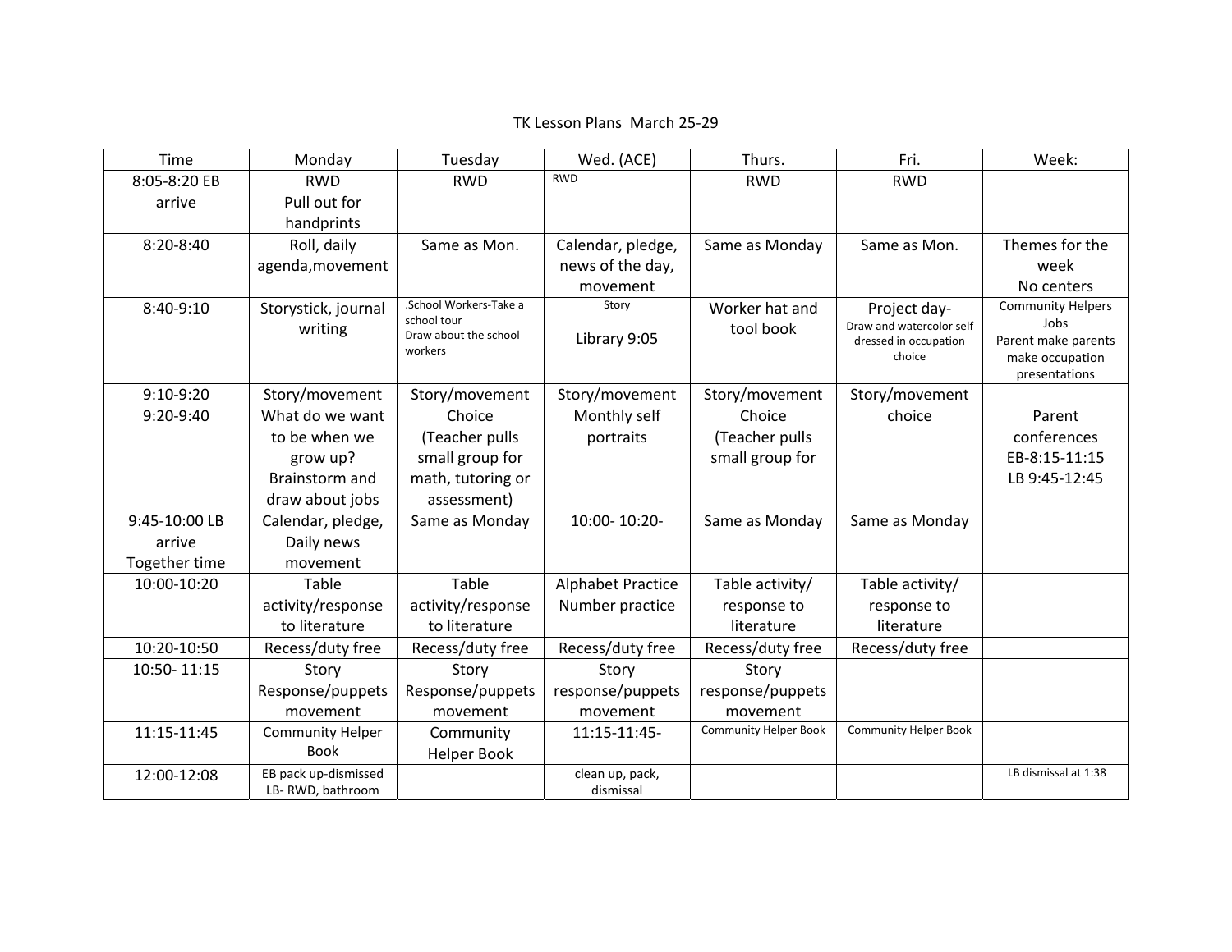TK Lesson Plans March 25-29

| Time | Monday | Tuesday | Wed. (ACE) | Thurs. | Fri. | Week: |
|---|---|---|---|---|---|---|
| 8:05-8:20 EB arrive | RWD Pull out for handprints | RWD | RWD | RWD | RWD | |
| 8:20-8:40 | Roll, daily agenda,movement | Same as Mon. | Calendar, pledge, news of the day, movement | Same as Monday | Same as Mon. | Themes for the week No centers |
| 8:40-9:10 | Storystick, journal writing | .School Workers-Take a school tour Draw about the school workers | Story Library 9:05 | Worker hat and tool book | Project day- Draw and watercolor self dressed in occupation choice | Community Helpers Jobs Parent make parents make occupation presentations |
| 9:10-9:20 | Story/movement | Story/movement | Story/movement | Story/movement | Story/movement | |
| 9:20-9:40 | What do we want to be when we grow up? Brainstorm and draw about jobs | Choice (Teacher pulls small group for math, tutoring or assessment) | Monthly self portraits | Choice (Teacher pulls small group for | choice | Parent conferences EB-8:15-11:15 LB 9:45-12:45 |
| 9:45-10:00 LB arrive Together time | Calendar, pledge, Daily news movement | Same as Monday | 10:00- 10:20- | Same as Monday | Same as Monday | |
| 10:00-10:20 | Table activity/response to literature | Table activity/response to literature | Alphabet Practice Number practice | Table activity/ response to literature | Table activity/ response to literature | |
| 10:20-10:50 | Recess/duty free | Recess/duty free | Recess/duty free | Recess/duty free | Recess/duty free | |
| 10:50- 11:15 | Story Response/puppets movement | Story Response/puppets movement | Story response/puppets movement | Story response/puppets movement | | |
| 11:15-11:45 | Community Helper Book | Community Helper Book | 11:15-11:45- | Community Helper Book | Community Helper Book | |
| 12:00-12:08 | EB pack up-dismissed LB- RWD, bathroom | | clean up, pack, dismissal | | | LB dismissal at 1:38 |